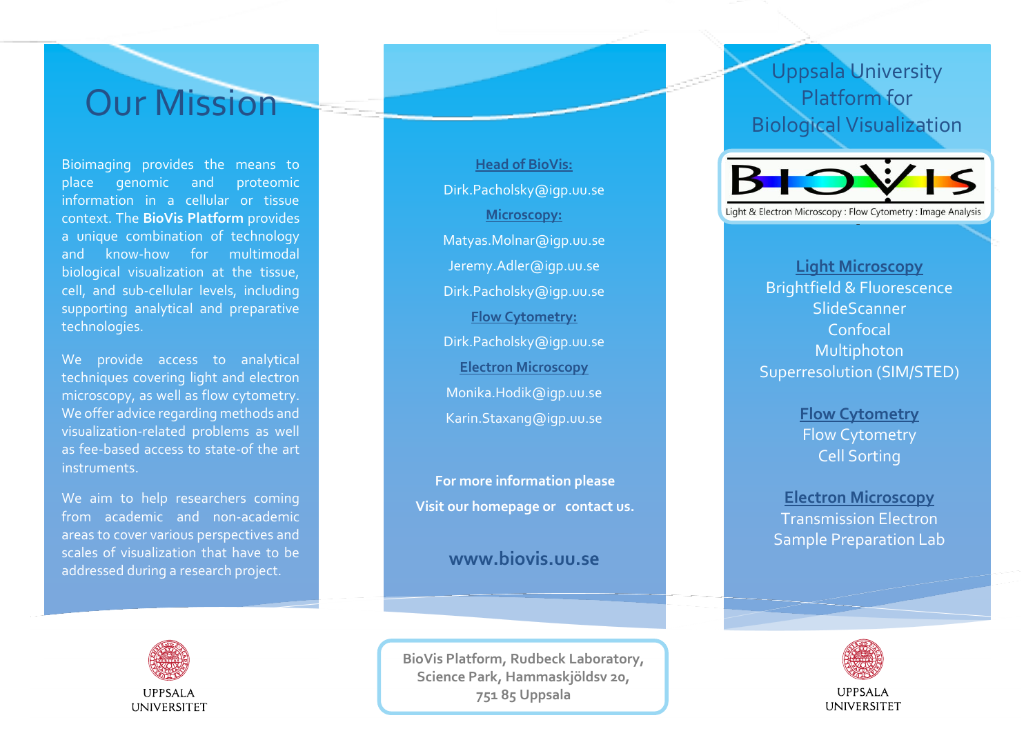# Our Mission

Bioimaging provides the means to place genomic and proteomic information in a cellular or tissue context. The **BioVis Platform** provides a unique combination of technology and know-how for multimodal biological visualization at the tissue, cell, and sub-cellular levels, including supporting analytical and preparative technologies.

We provide access to analytical techniques covering light and electron microscopy, as well as flow cytometry. We offer advice regarding methods and visualization-related problems as well as fee-based access to state-of the art instruments.

We aim to help researchers coming from academic and non-academic areas to cover various perspectives and scales of visualization that have to be addressed during a research project.

UPPSALA UNIVERSITET

**Head of BioVis:**

Dirk.Pacholsky@igp.uu.se

**Microscopy:**

Matyas.Molnar@igp.uu.se

Jeremy.Adler@igp.uu.se

Dirk.Pacholsky@igp.uu.se

**Flow Cytometry:**

Dirk.Pacholsky@igp.uu.se

**Electron Microscopy**

Monika.Hodik@igp.uu.se

Karin.Staxang@igp.uu.se

**For more information please Visit our homepage or contact us.**

**www.biovis.uu.se**

**BioVis Platform, Rudbeck Laboratory, Science Park, Hammaskjöldsv 20, 751 85 Uppsala**

# Uppsala University Platform for Biological Visualization

BIOVIS

Light & Electron Microscopy : Flow Cytometry : Image Analysis

**Light Microscopy**

Brightfield & Fluorescence

SlideScanner

Confocal

Multiphoton

Superresolution (SIM/STED)

**Flow Cytometry**

Flow Cytometry

Cell Sorting

**Electron Microscopy**

Transmission Electron

Sample Preparation Lab

UPPSALA UNIVERSITET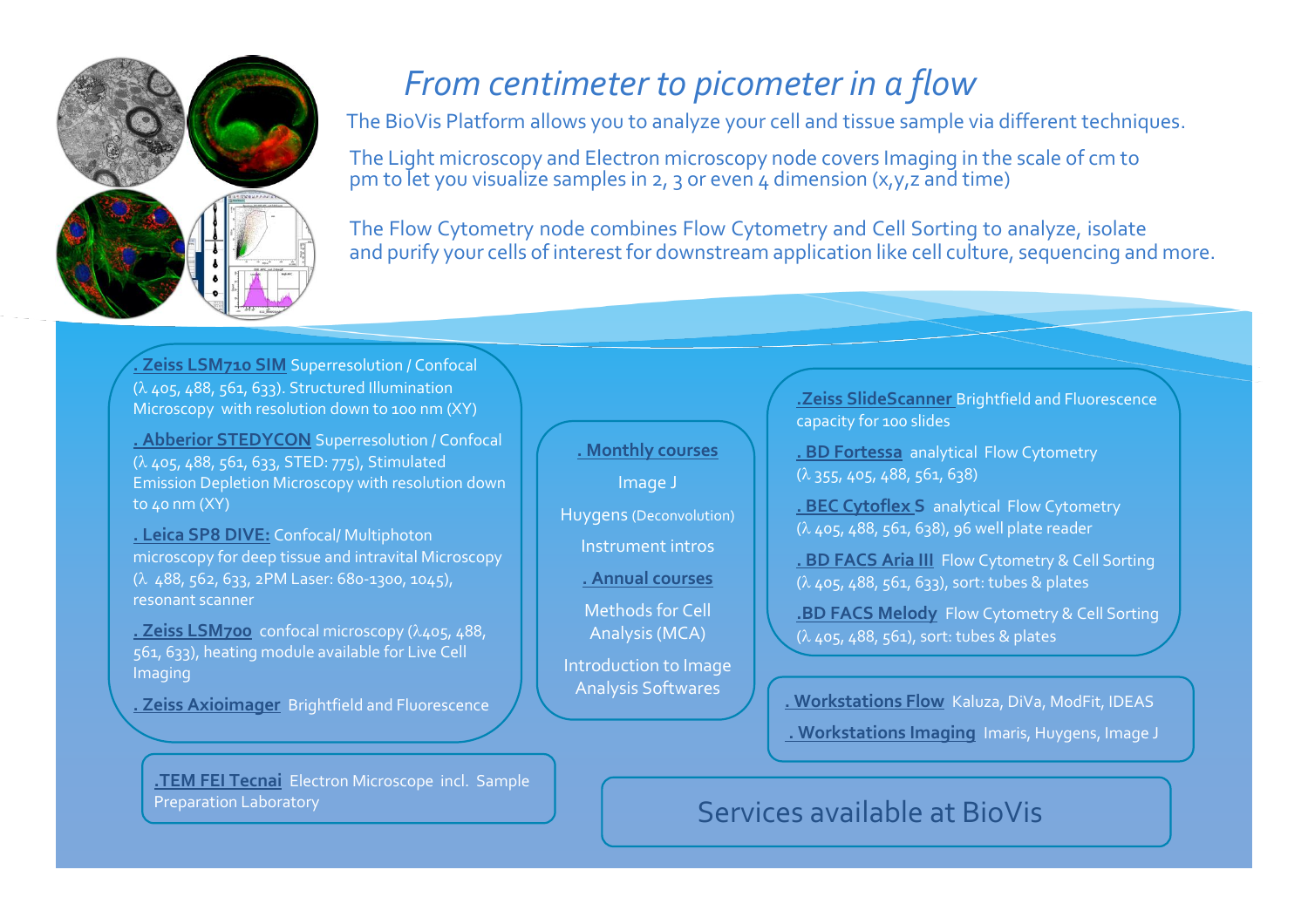# *From centimeter to picometer in a flow*

The BioVis Platform allows you to analyze your cell and tissue sample via different techniques.

The Light microscopy and Electron microscopy node covers Imaging in the scale of cm to pm to let you visualize samples in 2, 3 or even 4 dimension (x,y,z and time)

The Flow Cytometry node combines Flow Cytometry and Cell Sorting to analyze, isolate and purify your cells of interest for downstream application like cell culture, sequencing and more.

**. Zeiss LSM710 SIM** Superresolution / Confocal (λ 405, 488, 561, 633). Structured Illumination Microscopy with resolution down to 100 nm (XY)

**. Abberior STEDYCON** Superresolution / Confocal (λ 405, 488, 561, 633, STED: 775), Stimulated Emission Depletion Microscopy with resolution down to 40 nm (XY)

**. Leica SP8 DIVE:** Confocal/ Multiphoton microscopy for deep tissue and intravital Microscopy (λ 488, 562, 633, 2PM Laser: 680-1300, 1045), resonant scanner

**. Zeiss LSM700** confocal microscopy (λ405, 488, 561, 633), heating module available for Live Cell Imaging

**. Zeiss Axioimager** Brightfield and Fluorescence

**.TEM FEI Tecnai** Electron Microscope incl. Sample Preparation Laboratory

**. Monthly courses**

Image J

Huygens (Deconvolution)

Instrument intros

**. Annual courses**

Methods for Cell Analysis (MCA)

Introduction to Image Analysis Softwares

**.Zeiss SlideScanner** Brightfield and Fluorescence capacity for 100 slides

**. BD Fortessa** analytical Flow Cytometry (λ 355, 405, 488, 561, 638)

**. BEC Cytoflex S** analytical Flow Cytometry (λ 405, 488, 561, 638), 96 well plate reader

**. BD FACS Aria III** Flow Cytometry & Cell Sorting (λ 405, 488, 561, 633), sort: tubes & plates

**.BD FACS Melody** Flow Cytometry & Cell Sorting (λ 405, 488, 561), sort: tubes & plates

**. Workstations Flow** Kaluza, DiVa, ModFit, IDEAS

**. Workstations Imaging** Imaris, Huygens, Image J

Services available at BioVis